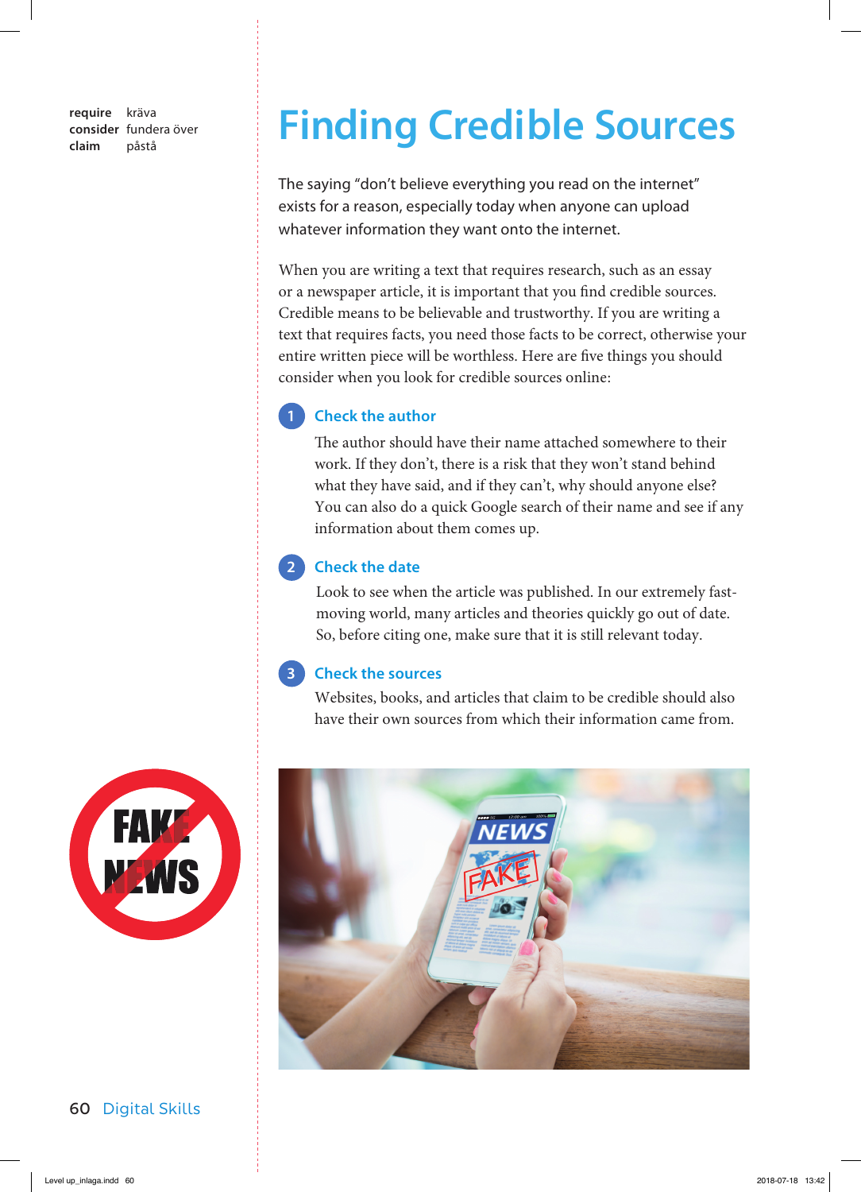**require** kräva
**consider** fundera över
**claim** påstå

# Finding Credible Sources

The saying "don't believe everything you read on the internet" exists for a reason, especially today when anyone can upload whatever information they want onto the internet.

When you are writing a text that requires research, such as an essay or a newspaper article, it is important that you find credible sources. Credible means to be believable and trustworthy. If you are writing a text that requires facts, you need those facts to be correct, otherwise your entire written piece will be worthless. Here are five things you should consider when you look for credible sources online:

## 1 Check the author

The author should have their name attached somewhere to their work. If they don't, there is a risk that they won't stand behind what they have said, and if they can't, why should anyone else? You can also do a quick Google search of their name and see if any information about them comes up.

## 2 Check the date

Look to see when the article was published. In our extremely fast-moving world, many articles and theories quickly go out of date. So, before citing one, make sure that it is still relevant today.

## 3 Check the sources

Websites, books, and articles that claim to be credible should also have their own sources from which their information came from.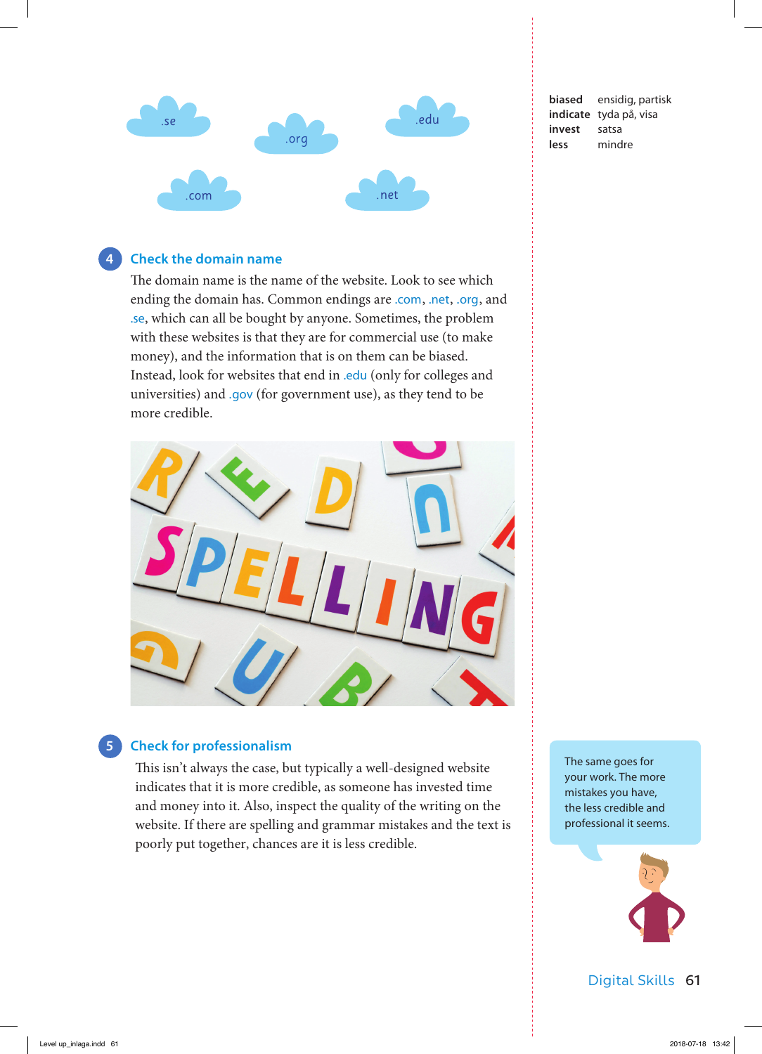.se .org .edu .com .net

## 4 Check the domain name

The domain name is the name of the website. Look to see which ending the domain has. Common endings are .com, .net, .org, and .se, which can all be bought by anyone. Sometimes, the problem with these websites is that they are for commercial use (to make money), and the information that is on them can be biased. Instead, look for websites that end in .edu (only for colleges and universities) and .gov (for government use), as they tend to be more credible.

## 5 Check for professionalism

This isn't always the case, but typically a well-designed website indicates that it is more credible, as someone has invested time and money into it. Also, inspect the quality of the writing on the website. If there are spelling and grammar mistakes and the text is poorly put together, chances are it is less credible.

| | |
|---|---|
| **biased** | ensidig, partisk |
| **indicate** | tyda på, visa |
| **invest** | satsa |
| **less** | mindre |

The same goes for your work. The more mistakes you have, the less credible and professional it seems.